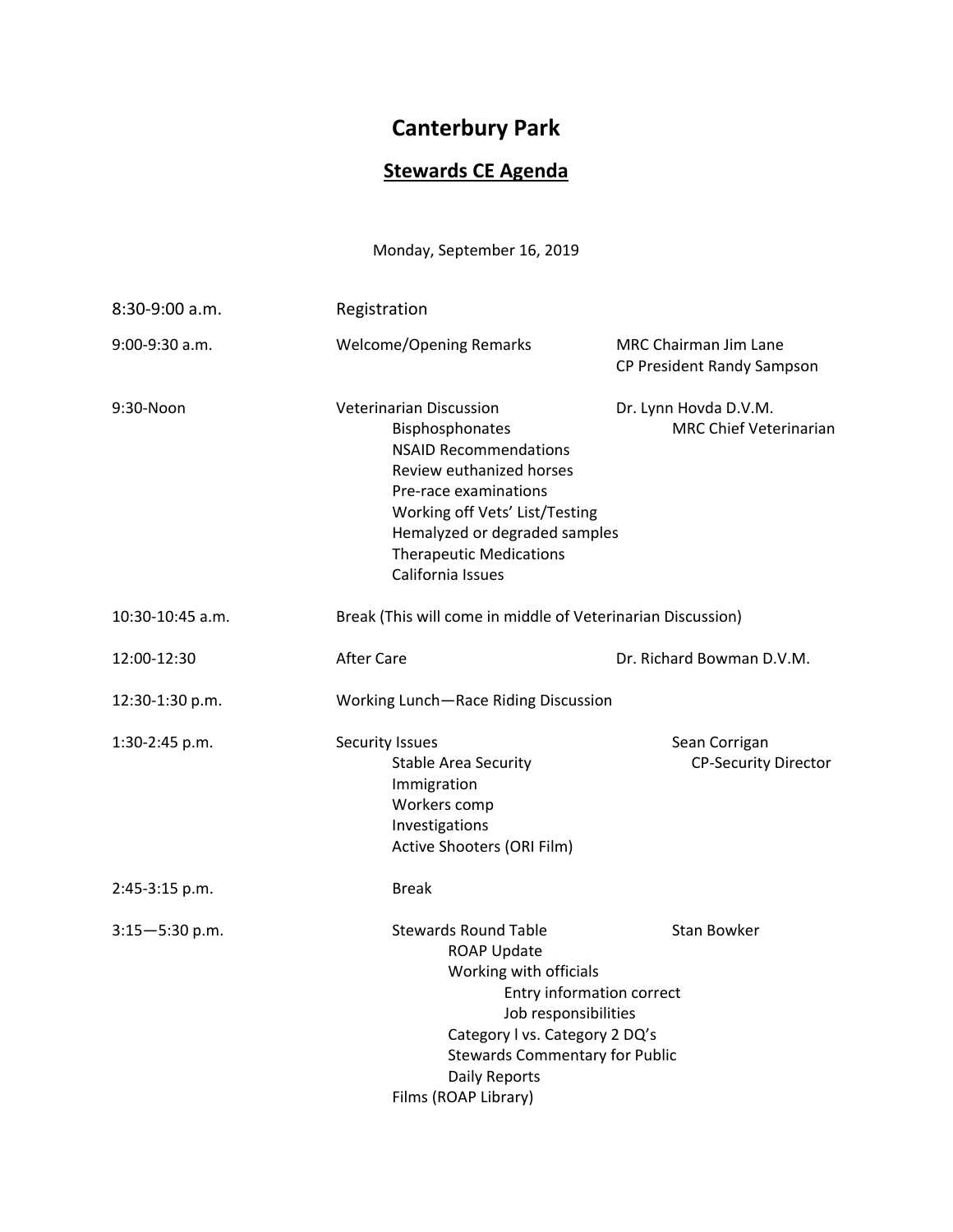# Canterbury Park

## Stewards CE Agenda

Monday, September 16, 2019

| Time | Session | Presenter |
|---|---|---|
| 8:30-9:00 a.m. | Registration | |
| 9:00-9:30 a.m. | Welcome/Opening Remarks | MRC Chairman Jim Lane<br>CP President Randy Sampson |
| 9:30-Noon | Veterinarian Discussion<br>Bisphosphonates<br>NSAID Recommendations<br>Review euthanized horses<br>Pre-race examinations<br>Working off Vets' List/Testing<br>Hemalyzed or degraded samples<br>Therapeutic Medications<br>California Issues | Dr. Lynn Hovda D.V.M.<br>MRC Chief Veterinarian |
| 10:30-10:45 a.m. | Break (This will come in middle of Veterinarian Discussion) | |
| 12:00-12:30 | After Care | Dr. Richard Bowman D.V.M. |
| 12:30-1:30 p.m. | Working Lunch—Race Riding Discussion | |
| 1:30-2:45 p.m. | Security Issues<br>Stable Area Security<br>Immigration<br>Workers comp<br>Investigations<br>Active Shooters (ORI Film) | Sean Corrigan<br>CP-Security Director |
| 2:45-3:15 p.m. | Break | |
| 3:15—5:30 p.m. | Stewards Round Table<br>ROAP Update<br>Working with officials<br>Entry information correct<br>Job responsibilities<br>Category l vs. Category 2 DQ's<br>Stewards Commentary for Public<br>Daily Reports<br>Films (ROAP Library) | Stan Bowker |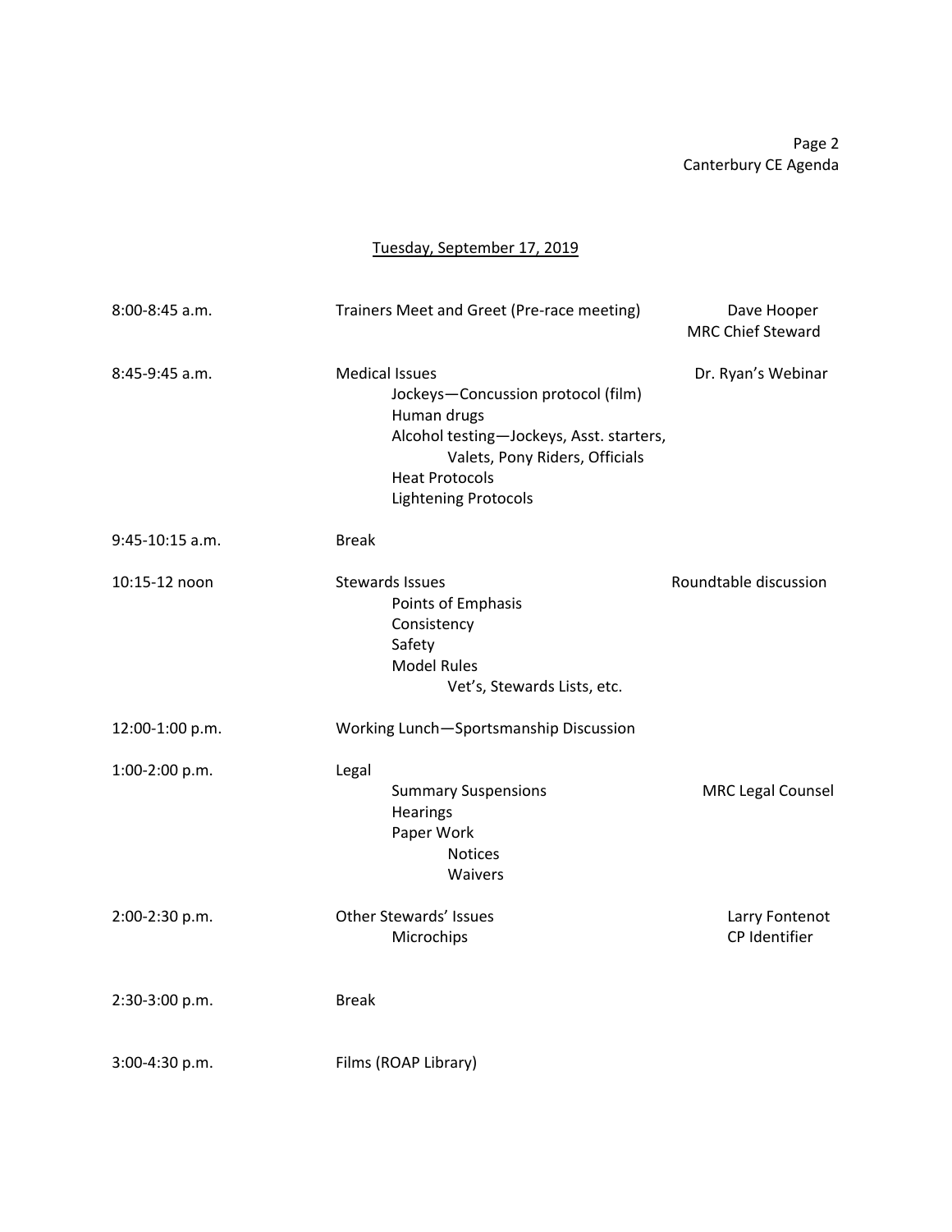## Tuesday, September 17, 2019

| | | |
|---|---|---|
| 8:00-8:45 a.m. | Trainers Meet and Greet (Pre-race meeting) | Dave Hooper<br>MRC Chief Steward |
| 8:45-9:45 a.m. | Medical Issues<br>Jockeys—Concussion protocol (film)<br>Human drugs<br>Alcohol testing—Jockeys, Asst. starters, Valets, Pony Riders, Officials<br>Heat Protocols<br>Lightening Protocols | Dr. Ryan's Webinar |
| 9:45-10:15 a.m. | Break | |
| 10:15-12 noon | Stewards Issues<br>Points of Emphasis<br>Consistency<br>Safety<br>Model Rules<br>Vet's, Stewards Lists, etc. | Roundtable discussion |
| 12:00-1:00 p.m. | Working Lunch—Sportsmanship Discussion | |
| 1:00-2:00 p.m. | Legal<br>Summary Suspensions<br>Hearings<br>Paper Work<br>Notices<br>Waivers | MRC Legal Counsel |
| 2:00-2:30 p.m. | Other Stewards' Issues<br>Microchips | Larry Fontenot<br>CP Identifier |
| 2:30-3:00 p.m. | Break | |
| 3:00-4:30 p.m. | Films (ROAP Library) | |